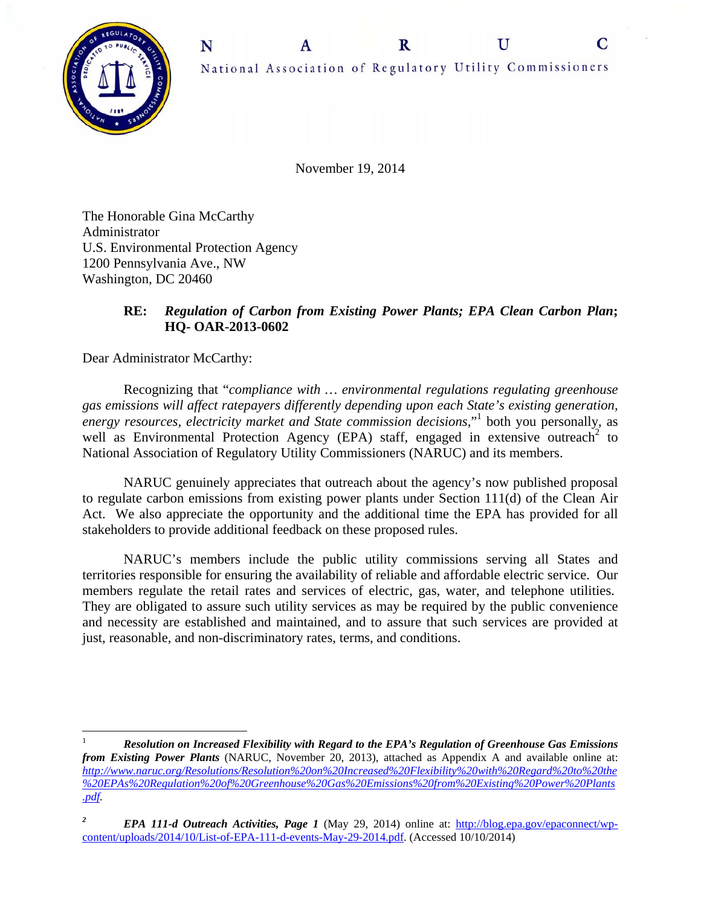N A R U C

National Association of Regulatory Utility Commissioners

November 19, 2014

The Honorable Gina McCarthy
Administrator
U.S. Environmental Protection Agency
1200 Pennsylvania Ave., NW
Washington, DC 20460

**RE:** ***Regulation of Carbon from Existing Power Plants; EPA Clean Carbon Plan*; HQ- OAR-2013-0602**

Dear Administrator McCarthy:

Recognizing that "*compliance with … environmental regulations regulating greenhouse gas emissions will affect ratepayers differently depending upon each State's existing generation, energy resources, electricity market and State commission decisions*,"[1] both you personally, as well as Environmental Protection Agency (EPA) staff, engaged in extensive outreach[2] to National Association of Regulatory Utility Commissioners (NARUC) and its members.

NARUC genuinely appreciates that outreach about the agency's now published proposal to regulate carbon emissions from existing power plants under Section 111(d) of the Clean Air Act. We also appreciate the opportunity and the additional time the EPA has provided for all stakeholders to provide additional feedback on these proposed rules.

NARUC's members include the public utility commissions serving all States and territories responsible for ensuring the availability of reliable and affordable electric service. Our members regulate the retail rates and services of electric, gas, water, and telephone utilities. They are obligated to assure such utility services as may be required by the public convenience and necessity are established and maintained, and to assure that such services are provided at just, reasonable, and non-discriminatory rates, terms, and conditions.

---

[1] ***Resolution on Increased Flexibility with Regard to the EPA's Regulation of Greenhouse Gas Emissions from Existing Power Plants*** (NARUC, November 20, 2013), attached as Appendix A and available online at: *http://www.naruc.org/Resolutions/Resolution%20on%20Increased%20Flexibility%20with%20Regard%20to%20the%20EPAs%20Regulation%20of%20Greenhouse%20Gas%20Emissions%20from%20Existing%20Power%20Plants.pdf*.

[2] ***EPA 111-d Outreach Activities, Page 1*** (May 29, 2014) online at: http://blog.epa.gov/epaconnect/wp-content/uploads/2014/10/List-of-EPA-111-d-events-May-29-2014.pdf. (Accessed 10/10/2014)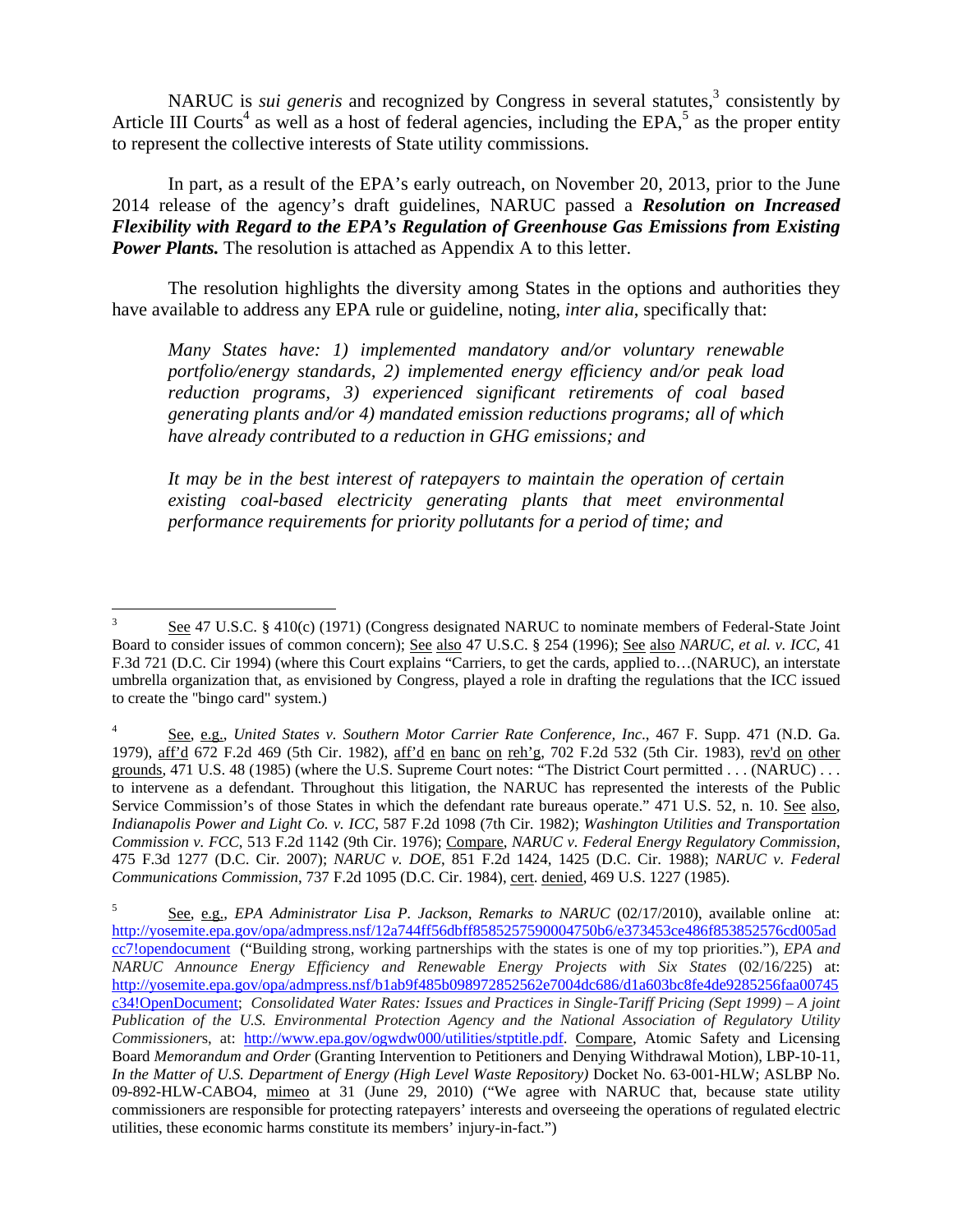NARUC is *sui generis* and recognized by Congress in several statutes,[3] consistently by Article III Courts[4] as well as a host of federal agencies, including the EPA,[5] as the proper entity to represent the collective interests of State utility commissions.

In part, as a result of the EPA's early outreach, on November 20, 2013, prior to the June 2014 release of the agency's draft guidelines, NARUC passed a ***Resolution on Increased Flexibility with Regard to the EPA's Regulation of Greenhouse Gas Emissions from Existing Power Plants.*** The resolution is attached as Appendix A to this letter.

The resolution highlights the diversity among States in the options and authorities they have available to address any EPA rule or guideline, noting, *inter alia*, specifically that:

> *Many States have: 1) implemented mandatory and/or voluntary renewable portfolio/energy standards, 2) implemented energy efficiency and/or peak load reduction programs, 3) experienced significant retirements of coal based generating plants and/or 4) mandated emission reductions programs; all of which have already contributed to a reduction in GHG emissions; and*
>
> *It may be in the best interest of ratepayers to maintain the operation of certain existing coal-based electricity generating plants that meet environmental performance requirements for priority pollutants for a period of time; and*

---

[3] See 47 U.S.C. § 410(c) (1971) (Congress designated NARUC to nominate members of Federal-State Joint Board to consider issues of common concern); See also 47 U.S.C. § 254 (1996); See also *NARUC, et al. v. ICC*, 41 F.3d 721 (D.C. Cir 1994) (where this Court explains "Carriers, to get the cards, applied to…(NARUC), an interstate umbrella organization that, as envisioned by Congress, played a role in drafting the regulations that the ICC issued to create the "bingo card" system.)

[4] See, e.g., *United States v. Southern Motor Carrier Rate Conference, Inc.*, 467 F. Supp. 471 (N.D. Ga. 1979), aff'd 672 F.2d 469 (5th Cir. 1982), aff'd en banc on reh'g, 702 F.2d 532 (5th Cir. 1983), rev'd on other grounds, 471 U.S. 48 (1985) (where the U.S. Supreme Court notes: "The District Court permitted . . . (NARUC) . . . to intervene as a defendant. Throughout this litigation, the NARUC has represented the interests of the Public Service Commission's of those States in which the defendant rate bureaus operate." 471 U.S. 52, n. 10. See also, *Indianapolis Power and Light Co. v. ICC*, 587 F.2d 1098 (7th Cir. 1982); *Washington Utilities and Transportation Commission v. FCC*, 513 F.2d 1142 (9th Cir. 1976); Compare, *NARUC v. Federal Energy Regulatory Commission*, 475 F.3d 1277 (D.C. Cir. 2007); *NARUC v. DOE*, 851 F.2d 1424, 1425 (D.C. Cir. 1988); *NARUC v. Federal Communications Commission*, 737 F.2d 1095 (D.C. Cir. 1984), cert. denied, 469 U.S. 1227 (1985).

[5] See, e.g., *EPA Administrator Lisa P. Jackson, Remarks to NARUC* (02/17/2010), available online at: http://yosemite.epa.gov/opa/admpress.nsf/12a744ff56dbff8585257590004750b6/e373453ce486f853852576cd005adcc7!opendocument ("Building strong, working partnerships with the states is one of my top priorities."), *EPA and NARUC Announce Energy Efficiency and Renewable Energy Projects with Six States* (02/16/225) at: http://yosemite.epa.gov/opa/admpress.nsf/b1ab9f485b098972852562e7004dc686/d1a603bc8fe4de9285256faa00745c34!OpenDocument; *Consolidated Water Rates: Issues and Practices in Single-Tariff Pricing (Sept 1999) – A joint Publication of the U.S. Environmental Protection Agency and the National Association of Regulatory Utility Commissioners*, at: http://www.epa.gov/ogwdw000/utilities/stptitle.pdf. Compare, Atomic Safety and Licensing Board *Memorandum and Order* (Granting Intervention to Petitioners and Denying Withdrawal Motion), LBP-10-11, *In the Matter of U.S. Department of Energy (High Level Waste Repository)* Docket No. 63-001-HLW; ASLBP No. 09-892-HLW-CABO4, mimeo at 31 (June 29, 2010) ("We agree with NARUC that, because state utility commissioners are responsible for protecting ratepayers' interests and overseeing the operations of regulated electric utilities, these economic harms constitute its members' injury-in-fact.")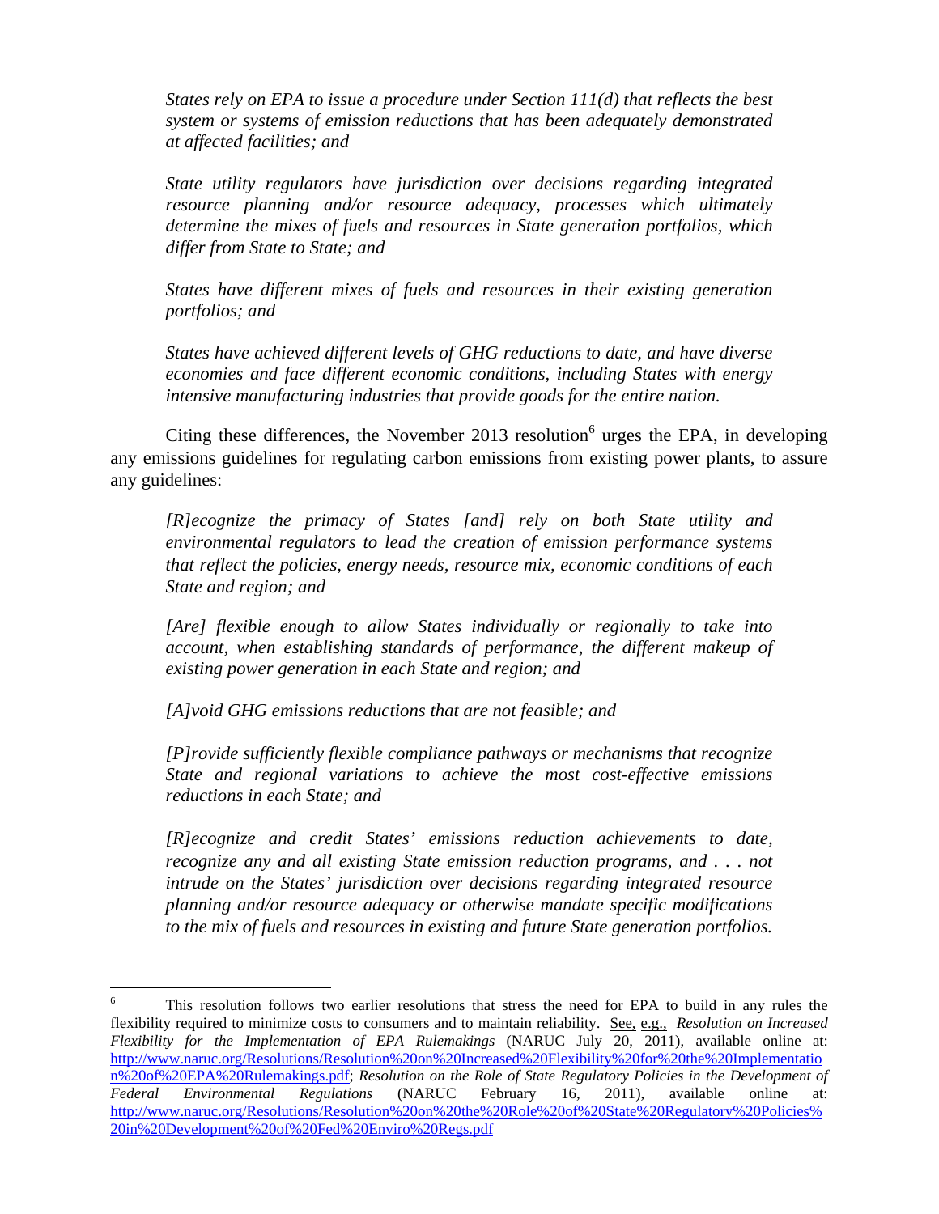> *States rely on EPA to issue a procedure under Section 111(d) that reflects the best system or systems of emission reductions that has been adequately demonstrated at affected facilities; and*
>
> *State utility regulators have jurisdiction over decisions regarding integrated resource planning and/or resource adequacy, processes which ultimately determine the mixes of fuels and resources in State generation portfolios, which differ from State to State; and*
>
> *States have different mixes of fuels and resources in their existing generation portfolios; and*
>
> *States have achieved different levels of GHG reductions to date, and have diverse economies and face different economic conditions, including States with energy intensive manufacturing industries that provide goods for the entire nation.*

Citing these differences, the November 2013 resolution[6] urges the EPA, in developing any emissions guidelines for regulating carbon emissions from existing power plants, to assure any guidelines:

> *[R]ecognize the primacy of States [and] rely on both State utility and environmental regulators to lead the creation of emission performance systems that reflect the policies, energy needs, resource mix, economic conditions of each State and region; and*
>
> *[Are] flexible enough to allow States individually or regionally to take into account, when establishing standards of performance, the different makeup of existing power generation in each State and region; and*
>
> *[A]void GHG emissions reductions that are not feasible; and*
>
> *[P]rovide sufficiently flexible compliance pathways or mechanisms that recognize State and regional variations to achieve the most cost-effective emissions reductions in each State; and*
>
> *[R]ecognize and credit States' emissions reduction achievements to date, recognize any and all existing State emission reduction programs, and . . . not intrude on the States' jurisdiction over decisions regarding integrated resource planning and/or resource adequacy or otherwise mandate specific modifications to the mix of fuels and resources in existing and future State generation portfolios.*

---

[6] This resolution follows two earlier resolutions that stress the need for EPA to build in any rules the flexibility required to minimize costs to consumers and to maintain reliability. See, e.g., *Resolution on Increased Flexibility for the Implementation of EPA Rulemakings* (NARUC July 20, 2011), available online at: http://www.naruc.org/Resolutions/Resolution%20on%20Increased%20Flexibility%20for%20the%20Implementation%20of%20EPA%20Rulemakings.pdf; *Resolution on the Role of State Regulatory Policies in the Development of Federal Environmental Regulations* (NARUC February 16, 2011), available online at: http://www.naruc.org/Resolutions/Resolution%20on%20the%20Role%20of%20State%20Regulatory%20Policies%20in%20Development%20of%20Fed%20Enviro%20Regs.pdf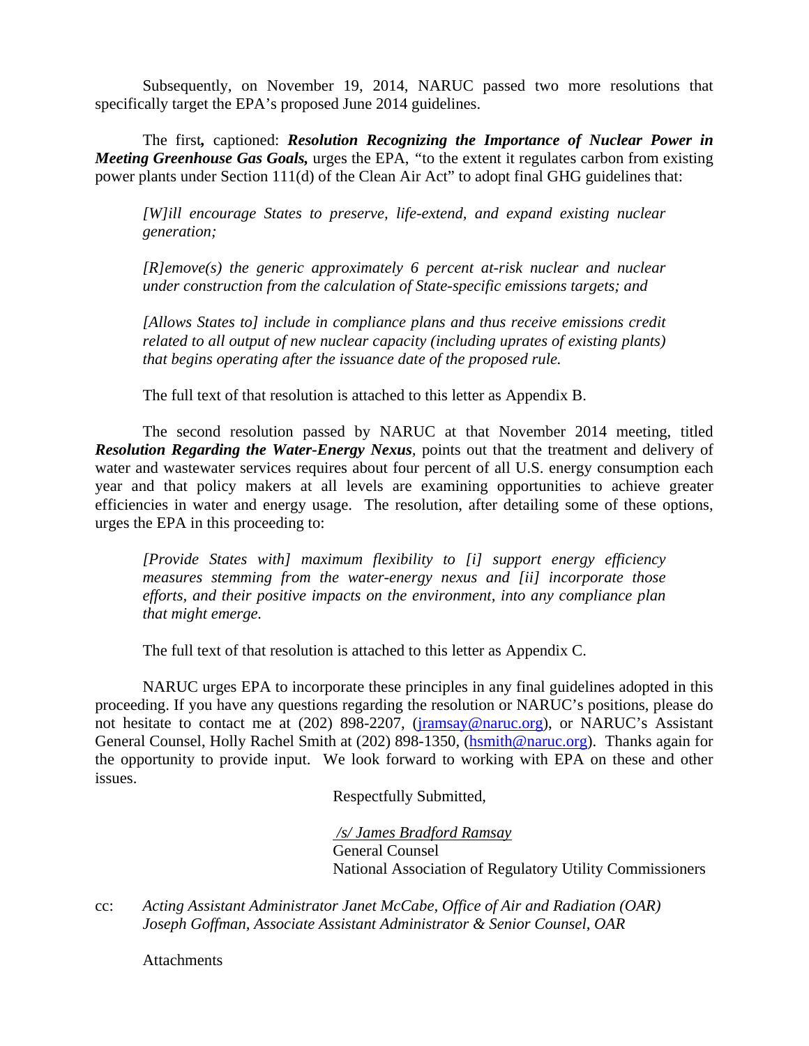Subsequently, on November 19, 2014, NARUC passed two more resolutions that specifically target the EPA's proposed June 2014 guidelines.

The first***,*** captioned: ***Resolution Recognizing the Importance of Nuclear Power in Meeting Greenhouse Gas Goals,*** urges the EPA, "to the extent it regulates carbon from existing power plants under Section 111(d) of the Clean Air Act" to adopt final GHG guidelines that:

> *[W]ill encourage States to preserve, life-extend, and expand existing nuclear generation;*
>
> *[R]emove(s) the generic approximately 6 percent at-risk nuclear and nuclear under construction from the calculation of State-specific emissions targets; and*
>
> *[Allows States to] include in compliance plans and thus receive emissions credit related to all output of new nuclear capacity (including uprates of existing plants) that begins operating after the issuance date of the proposed rule.*

The full text of that resolution is attached to this letter as Appendix B.

The second resolution passed by NARUC at that November 2014 meeting, titled ***Resolution Regarding the Water-Energy Nexus***, points out that the treatment and delivery of water and wastewater services requires about four percent of all U.S. energy consumption each year and that policy makers at all levels are examining opportunities to achieve greater efficiencies in water and energy usage. The resolution, after detailing some of these options, urges the EPA in this proceeding to:

> *[Provide States with] maximum flexibility to [i] support energy efficiency measures stemming from the water-energy nexus and [ii] incorporate those efforts, and their positive impacts on the environment, into any compliance plan that might emerge.*

The full text of that resolution is attached to this letter as Appendix C.

NARUC urges EPA to incorporate these principles in any final guidelines adopted in this proceeding. If you have any questions regarding the resolution or NARUC's positions, please do not hesitate to contact me at (202) 898-2207, (jramsay@naruc.org), or NARUC's Assistant General Counsel, Holly Rachel Smith at (202) 898-1350, (hsmith@naruc.org). Thanks again for the opportunity to provide input. We look forward to working with EPA on these and other issues.

Respectfully Submitted,

*/s/ James Bradford Ramsay*
General Counsel
National Association of Regulatory Utility Commissioners

cc: *Acting Assistant Administrator Janet McCabe, Office of Air and Radiation (OAR)*
*Joseph Goffman, Associate Assistant Administrator & Senior Counsel, OAR*

Attachments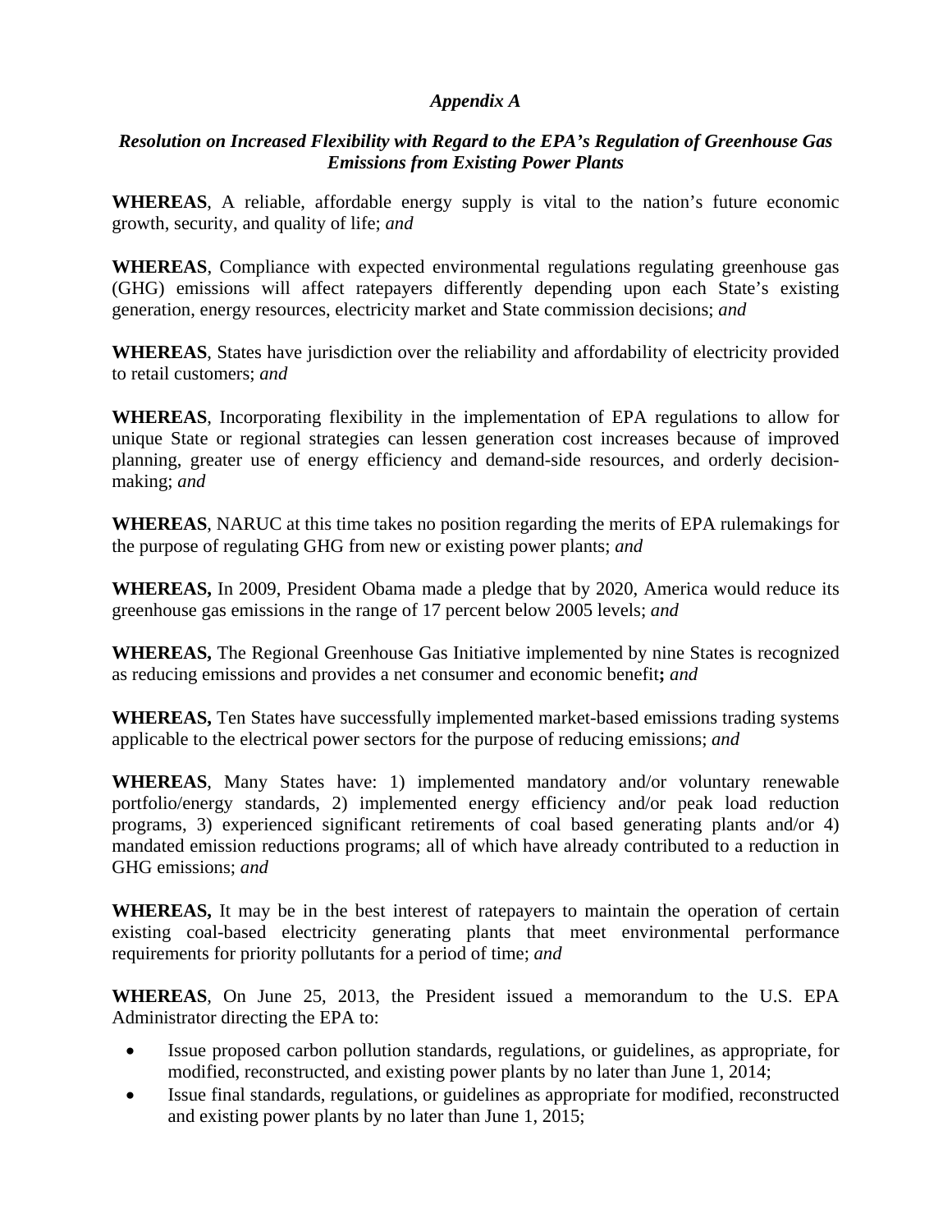## *Appendix A*

### *Resolution on Increased Flexibility with Regard to the EPA's Regulation of Greenhouse Gas Emissions from Existing Power Plants*

**WHEREAS**, A reliable, affordable energy supply is vital to the nation's future economic growth, security, and quality of life; *and*

**WHEREAS**, Compliance with expected environmental regulations regulating greenhouse gas (GHG) emissions will affect ratepayers differently depending upon each State's existing generation, energy resources, electricity market and State commission decisions; *and*

**WHEREAS**, States have jurisdiction over the reliability and affordability of electricity provided to retail customers; *and*

**WHEREAS**, Incorporating flexibility in the implementation of EPA regulations to allow for unique State or regional strategies can lessen generation cost increases because of improved planning, greater use of energy efficiency and demand-side resources, and orderly decision-making; *and*

**WHEREAS**, NARUC at this time takes no position regarding the merits of EPA rulemakings for the purpose of regulating GHG from new or existing power plants; *and*

**WHEREAS,** In 2009, President Obama made a pledge that by 2020, America would reduce its greenhouse gas emissions in the range of 17 percent below 2005 levels; *and*

**WHEREAS,** The Regional Greenhouse Gas Initiative implemented by nine States is recognized as reducing emissions and provides a net consumer and economic benefit**;** *and*

**WHEREAS,** Ten States have successfully implemented market-based emissions trading systems applicable to the electrical power sectors for the purpose of reducing emissions; *and*

**WHEREAS**, Many States have: 1) implemented mandatory and/or voluntary renewable portfolio/energy standards, 2) implemented energy efficiency and/or peak load reduction programs, 3) experienced significant retirements of coal based generating plants and/or 4) mandated emission reductions programs; all of which have already contributed to a reduction in GHG emissions; *and*

**WHEREAS,** It may be in the best interest of ratepayers to maintain the operation of certain existing coal-based electricity generating plants that meet environmental performance requirements for priority pollutants for a period of time; *and*

**WHEREAS**, On June 25, 2013, the President issued a memorandum to the U.S. EPA Administrator directing the EPA to:

- Issue proposed carbon pollution standards, regulations, or guidelines, as appropriate, for modified, reconstructed, and existing power plants by no later than June 1, 2014;
- Issue final standards, regulations, or guidelines as appropriate for modified, reconstructed and existing power plants by no later than June 1, 2015;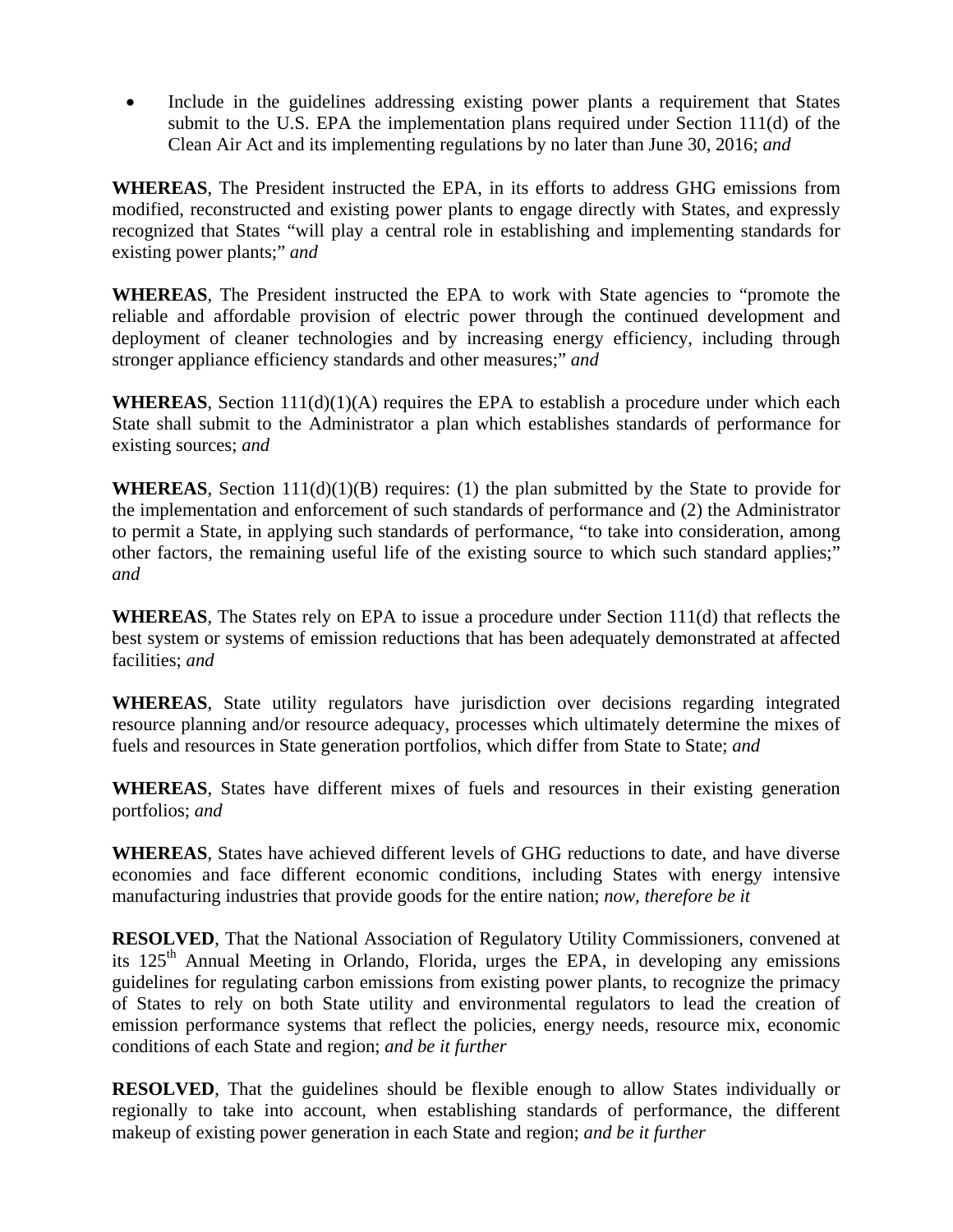- Include in the guidelines addressing existing power plants a requirement that States submit to the U.S. EPA the implementation plans required under Section 111(d) of the Clean Air Act and its implementing regulations by no later than June 30, 2016; *and*

**WHEREAS**, The President instructed the EPA, in its efforts to address GHG emissions from modified, reconstructed and existing power plants to engage directly with States, and expressly recognized that States "will play a central role in establishing and implementing standards for existing power plants;" *and*

**WHEREAS**, The President instructed the EPA to work with State agencies to "promote the reliable and affordable provision of electric power through the continued development and deployment of cleaner technologies and by increasing energy efficiency, including through stronger appliance efficiency standards and other measures;" *and*

**WHEREAS**, Section 111(d)(1)(A) requires the EPA to establish a procedure under which each State shall submit to the Administrator a plan which establishes standards of performance for existing sources; *and*

**WHEREAS**, Section 111(d)(1)(B) requires: (1) the plan submitted by the State to provide for the implementation and enforcement of such standards of performance and (2) the Administrator to permit a State, in applying such standards of performance, "to take into consideration, among other factors, the remaining useful life of the existing source to which such standard applies;" *and*

**WHEREAS**, The States rely on EPA to issue a procedure under Section 111(d) that reflects the best system or systems of emission reductions that has been adequately demonstrated at affected facilities; *and*

**WHEREAS**, State utility regulators have jurisdiction over decisions regarding integrated resource planning and/or resource adequacy, processes which ultimately determine the mixes of fuels and resources in State generation portfolios, which differ from State to State; *and*

**WHEREAS**, States have different mixes of fuels and resources in their existing generation portfolios; *and*

**WHEREAS**, States have achieved different levels of GHG reductions to date, and have diverse economies and face different economic conditions, including States with energy intensive manufacturing industries that provide goods for the entire nation; *now, therefore be it*

**RESOLVED**, That the National Association of Regulatory Utility Commissioners, convened at its 125th Annual Meeting in Orlando, Florida, urges the EPA, in developing any emissions guidelines for regulating carbon emissions from existing power plants, to recognize the primacy of States to rely on both State utility and environmental regulators to lead the creation of emission performance systems that reflect the policies, energy needs, resource mix, economic conditions of each State and region; *and be it further*

**RESOLVED**, That the guidelines should be flexible enough to allow States individually or regionally to take into account, when establishing standards of performance, the different makeup of existing power generation in each State and region; *and be it further*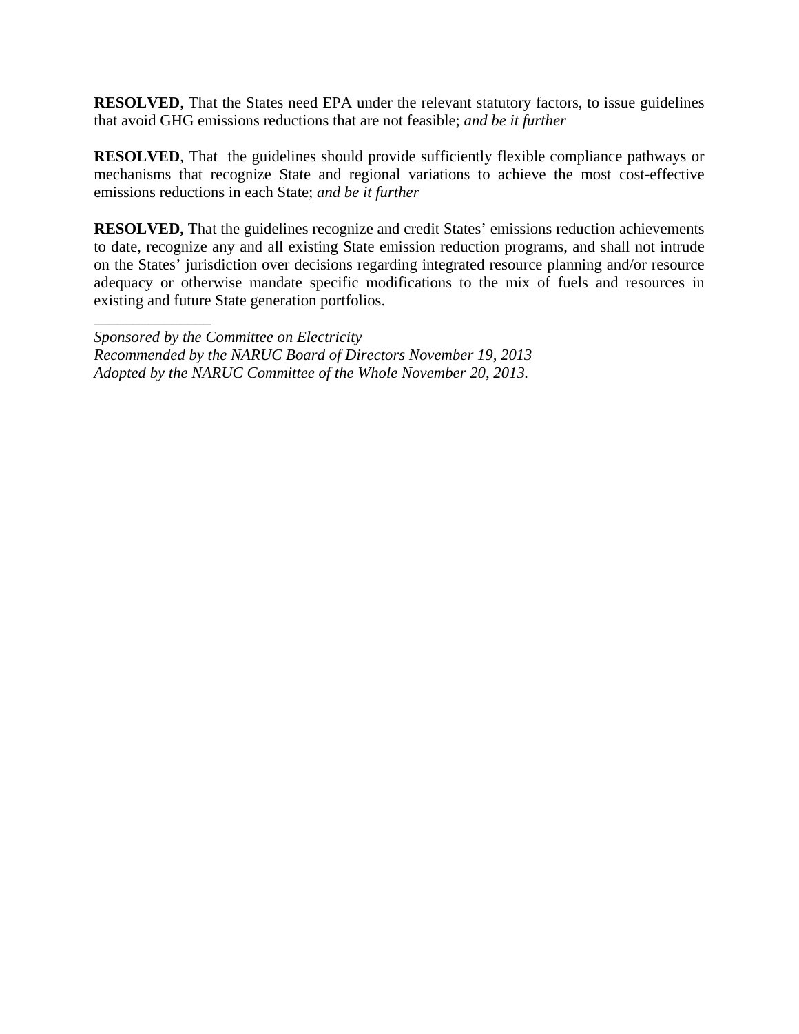**RESOLVED**, That the States need EPA under the relevant statutory factors, to issue guidelines that avoid GHG emissions reductions that are not feasible; *and be it further*

**RESOLVED**, That the guidelines should provide sufficiently flexible compliance pathways or mechanisms that recognize State and regional variations to achieve the most cost-effective emissions reductions in each State; *and be it further*

**RESOLVED,** That the guidelines recognize and credit States' emissions reduction achievements to date, recognize any and all existing State emission reduction programs, and shall not intrude on the States' jurisdiction over decisions regarding integrated resource planning and/or resource adequacy or otherwise mandate specific modifications to the mix of fuels and resources in existing and future State generation portfolios.

_______________

*Sponsored by the Committee on Electricity*
*Recommended by the NARUC Board of Directors November 19, 2013*
*Adopted by the NARUC Committee of the Whole November 20, 2013.*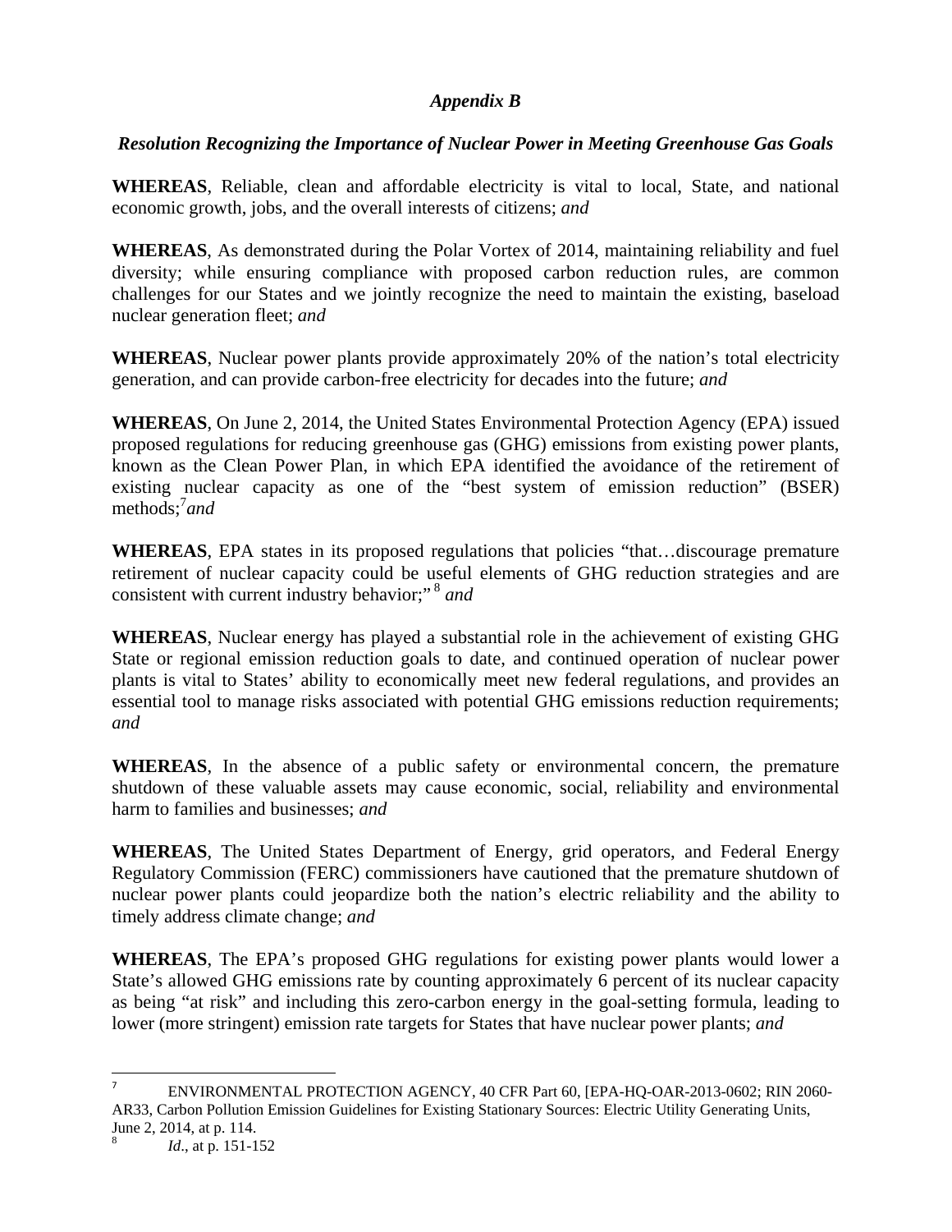# *Appendix B*

## *Resolution Recognizing the Importance of Nuclear Power in Meeting Greenhouse Gas Goals*

**WHEREAS**, Reliable, clean and affordable electricity is vital to local, State, and national economic growth, jobs, and the overall interests of citizens; *and*

**WHEREAS**, As demonstrated during the Polar Vortex of 2014, maintaining reliability and fuel diversity; while ensuring compliance with proposed carbon reduction rules, are common challenges for our States and we jointly recognize the need to maintain the existing, baseload nuclear generation fleet; *and*

**WHEREAS**, Nuclear power plants provide approximately 20% of the nation's total electricity generation, and can provide carbon-free electricity for decades into the future; *and*

**WHEREAS**, On June 2, 2014, the United States Environmental Protection Agency (EPA) issued proposed regulations for reducing greenhouse gas (GHG) emissions from existing power plants, known as the Clean Power Plan, in which EPA identified the avoidance of the retirement of existing nuclear capacity as one of the "best system of emission reduction" (BSER) methods;[7] *and*

**WHEREAS**, EPA states in its proposed regulations that policies "that…discourage premature retirement of nuclear capacity could be useful elements of GHG reduction strategies and are consistent with current industry behavior;"[8] *and*

**WHEREAS**, Nuclear energy has played a substantial role in the achievement of existing GHG State or regional emission reduction goals to date, and continued operation of nuclear power plants is vital to States' ability to economically meet new federal regulations, and provides an essential tool to manage risks associated with potential GHG emissions reduction requirements; *and*

**WHEREAS**, In the absence of a public safety or environmental concern, the premature shutdown of these valuable assets may cause economic, social, reliability and environmental harm to families and businesses; *and*

**WHEREAS**, The United States Department of Energy, grid operators, and Federal Energy Regulatory Commission (FERC) commissioners have cautioned that the premature shutdown of nuclear power plants could jeopardize both the nation's electric reliability and the ability to timely address climate change; *and*

**WHEREAS**, The EPA's proposed GHG regulations for existing power plants would lower a State's allowed GHG emissions rate by counting approximately 6 percent of its nuclear capacity as being "at risk" and including this zero-carbon energy in the goal-setting formula, leading to lower (more stringent) emission rate targets for States that have nuclear power plants; *and*

---

[7] ENVIRONMENTAL PROTECTION AGENCY, 40 CFR Part 60, [EPA-HQ-OAR-2013-0602; RIN 2060-AR33, Carbon Pollution Emission Guidelines for Existing Stationary Sources: Electric Utility Generating Units, June 2, 2014, at p. 114.

[8] *Id*., at p. 151-152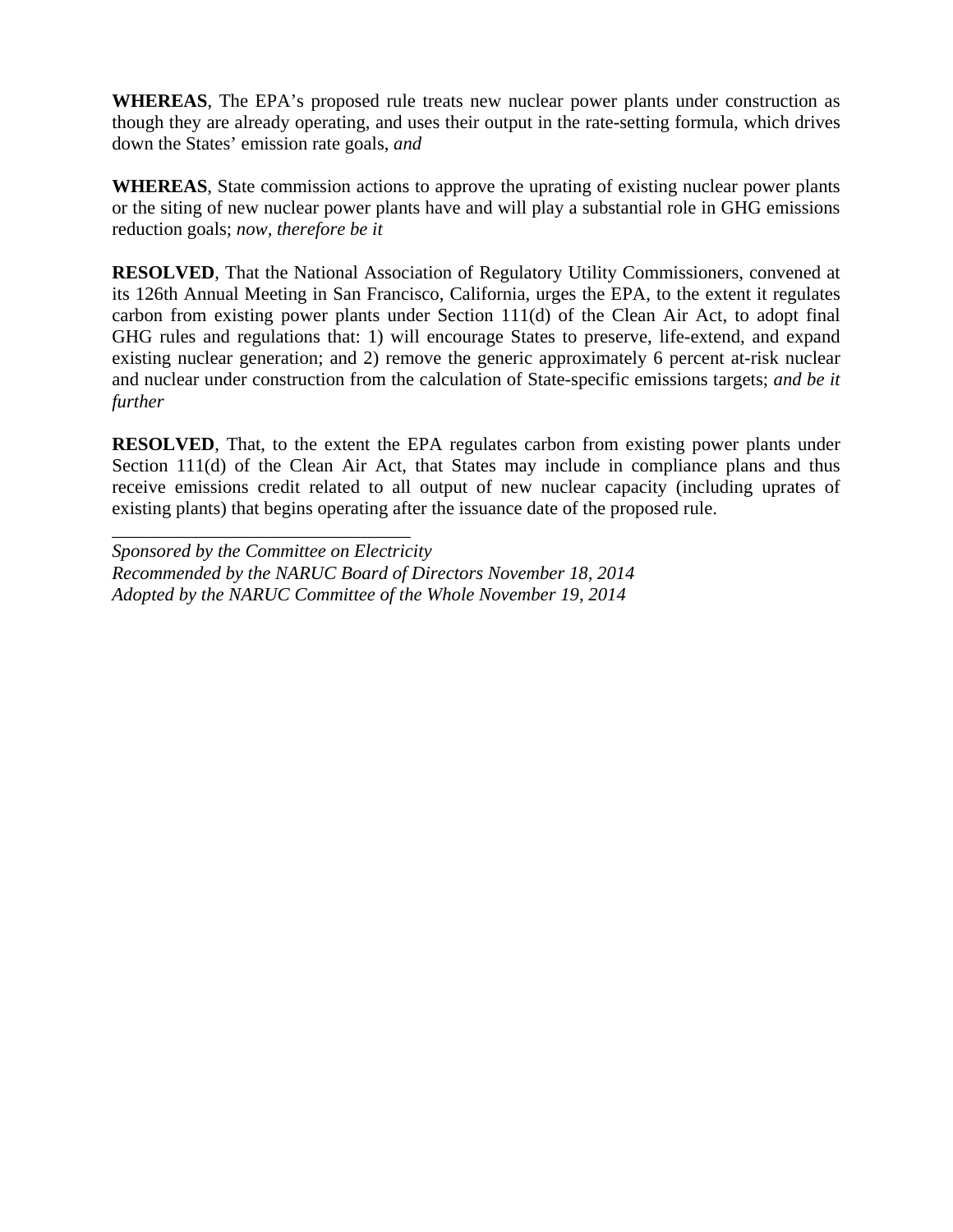**WHEREAS**, The EPA's proposed rule treats new nuclear power plants under construction as though they are already operating, and uses their output in the rate-setting formula, which drives down the States' emission rate goals, *and*

**WHEREAS**, State commission actions to approve the uprating of existing nuclear power plants or the siting of new nuclear power plants have and will play a substantial role in GHG emissions reduction goals; *now, therefore be it*

**RESOLVED**, That the National Association of Regulatory Utility Commissioners, convened at its 126th Annual Meeting in San Francisco, California, urges the EPA, to the extent it regulates carbon from existing power plants under Section 111(d) of the Clean Air Act, to adopt final GHG rules and regulations that: 1) will encourage States to preserve, life-extend, and expand existing nuclear generation; and 2) remove the generic approximately 6 percent at-risk nuclear and nuclear under construction from the calculation of State-specific emissions targets; *and be it further*

**RESOLVED**, That, to the extent the EPA regulates carbon from existing power plants under Section 111(d) of the Clean Air Act, that States may include in compliance plans and thus receive emissions credit related to all output of new nuclear capacity (including uprates of existing plants) that begins operating after the issuance date of the proposed rule.

---

*Sponsored by the Committee on Electricity*
*Recommended by the NARUC Board of Directors November 18, 2014*
*Adopted by the NARUC Committee of the Whole November 19, 2014*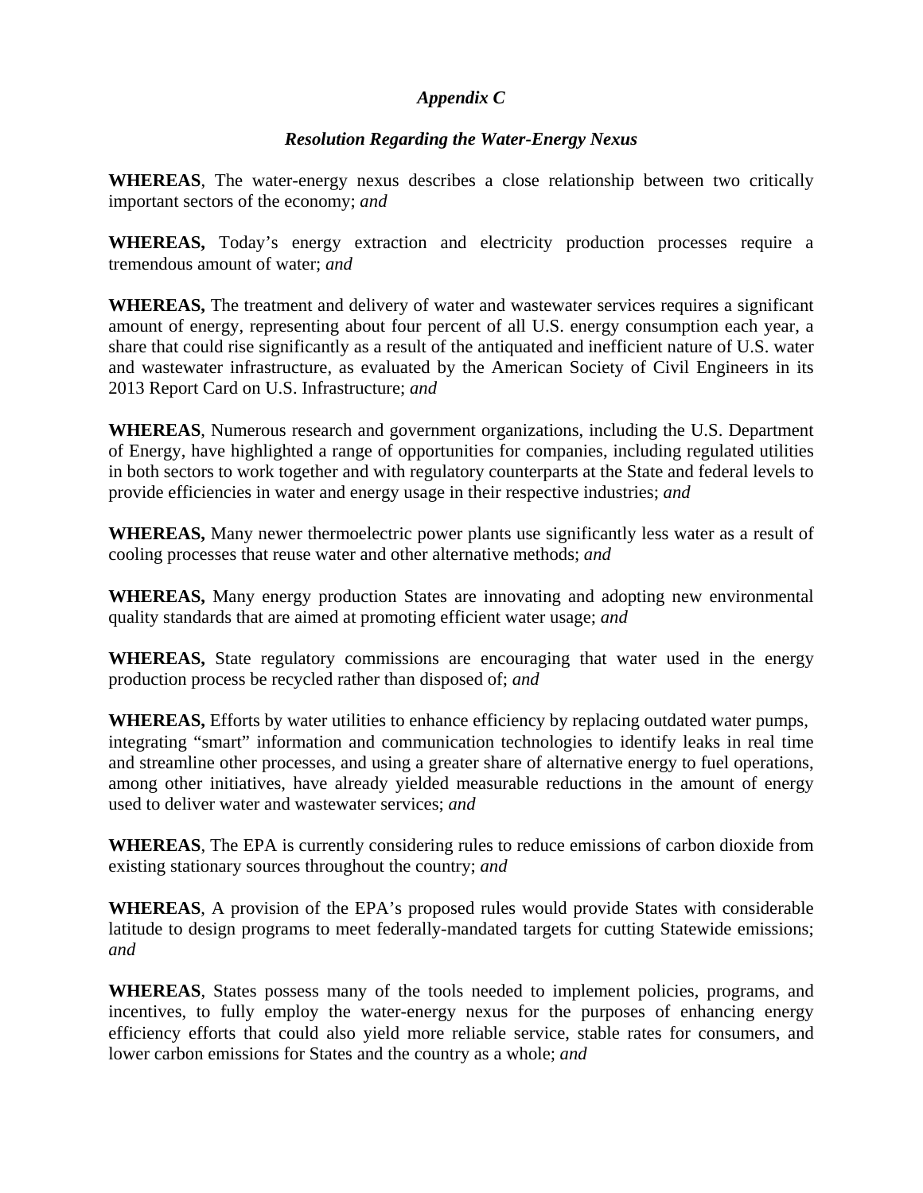*Appendix C*

***Resolution Regarding the Water-Energy Nexus***

**WHEREAS**, The water-energy nexus describes a close relationship between two critically important sectors of the economy; *and*

**WHEREAS,** Today's energy extraction and electricity production processes require a tremendous amount of water; *and*

**WHEREAS,** The treatment and delivery of water and wastewater services requires a significant amount of energy, representing about four percent of all U.S. energy consumption each year, a share that could rise significantly as a result of the antiquated and inefficient nature of U.S. water and wastewater infrastructure, as evaluated by the American Society of Civil Engineers in its 2013 Report Card on U.S. Infrastructure; *and*

**WHEREAS**, Numerous research and government organizations, including the U.S. Department of Energy, have highlighted a range of opportunities for companies, including regulated utilities in both sectors to work together and with regulatory counterparts at the State and federal levels to provide efficiencies in water and energy usage in their respective industries; *and*

**WHEREAS,** Many newer thermoelectric power plants use significantly less water as a result of cooling processes that reuse water and other alternative methods; *and*

**WHEREAS,** Many energy production States are innovating and adopting new environmental quality standards that are aimed at promoting efficient water usage; *and*

**WHEREAS,** State regulatory commissions are encouraging that water used in the energy production process be recycled rather than disposed of; *and*

**WHEREAS,** Efforts by water utilities to enhance efficiency by replacing outdated water pumps, integrating "smart" information and communication technologies to identify leaks in real time and streamline other processes, and using a greater share of alternative energy to fuel operations, among other initiatives, have already yielded measurable reductions in the amount of energy used to deliver water and wastewater services; *and*

**WHEREAS**, The EPA is currently considering rules to reduce emissions of carbon dioxide from existing stationary sources throughout the country; *and*

**WHEREAS**, A provision of the EPA's proposed rules would provide States with considerable latitude to design programs to meet federally-mandated targets for cutting Statewide emissions; *and*

**WHEREAS**, States possess many of the tools needed to implement policies, programs, and incentives, to fully employ the water-energy nexus for the purposes of enhancing energy efficiency efforts that could also yield more reliable service, stable rates for consumers, and lower carbon emissions for States and the country as a whole; *and*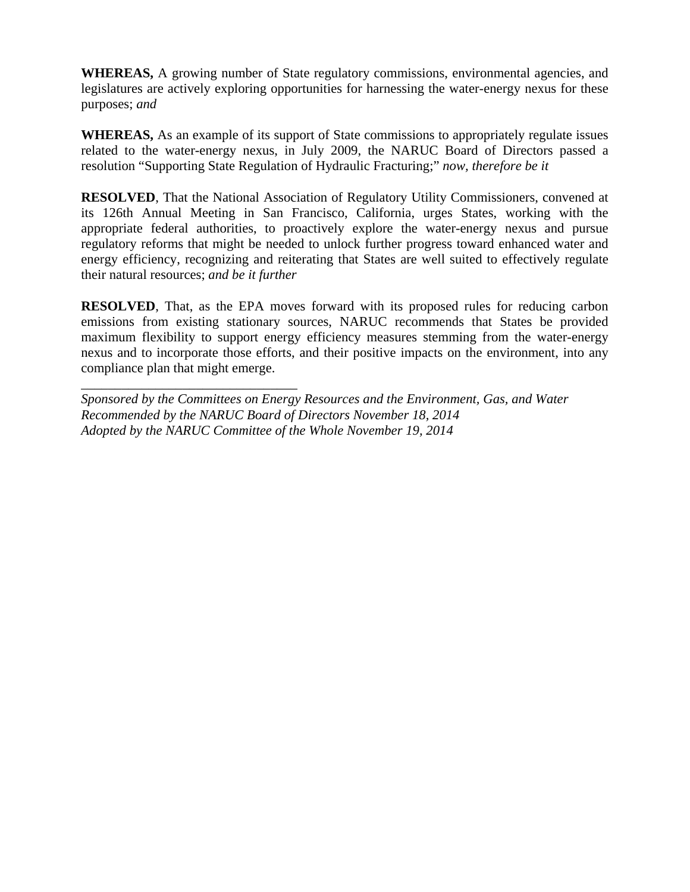**WHEREAS,** A growing number of State regulatory commissions, environmental agencies, and legislatures are actively exploring opportunities for harnessing the water-energy nexus for these purposes; *and*

**WHEREAS,** As an example of its support of State commissions to appropriately regulate issues related to the water-energy nexus, in July 2009, the NARUC Board of Directors passed a resolution "Supporting State Regulation of Hydraulic Fracturing;" *now, therefore be it*

**RESOLVED**, That the National Association of Regulatory Utility Commissioners, convened at its 126th Annual Meeting in San Francisco, California, urges States, working with the appropriate federal authorities, to proactively explore the water-energy nexus and pursue regulatory reforms that might be needed to unlock further progress toward enhanced water and energy efficiency, recognizing and reiterating that States are well suited to effectively regulate their natural resources; *and be it further*

**RESOLVED**, That, as the EPA moves forward with its proposed rules for reducing carbon emissions from existing stationary sources, NARUC recommends that States be provided maximum flexibility to support energy efficiency measures stemming from the water-energy nexus and to incorporate those efforts, and their positive impacts on the environment, into any compliance plan that might emerge.

---

*Sponsored by the Committees on Energy Resources and the Environment, Gas, and Water*
*Recommended by the NARUC Board of Directors November 18, 2014*
*Adopted by the NARUC Committee of the Whole November 19, 2014*